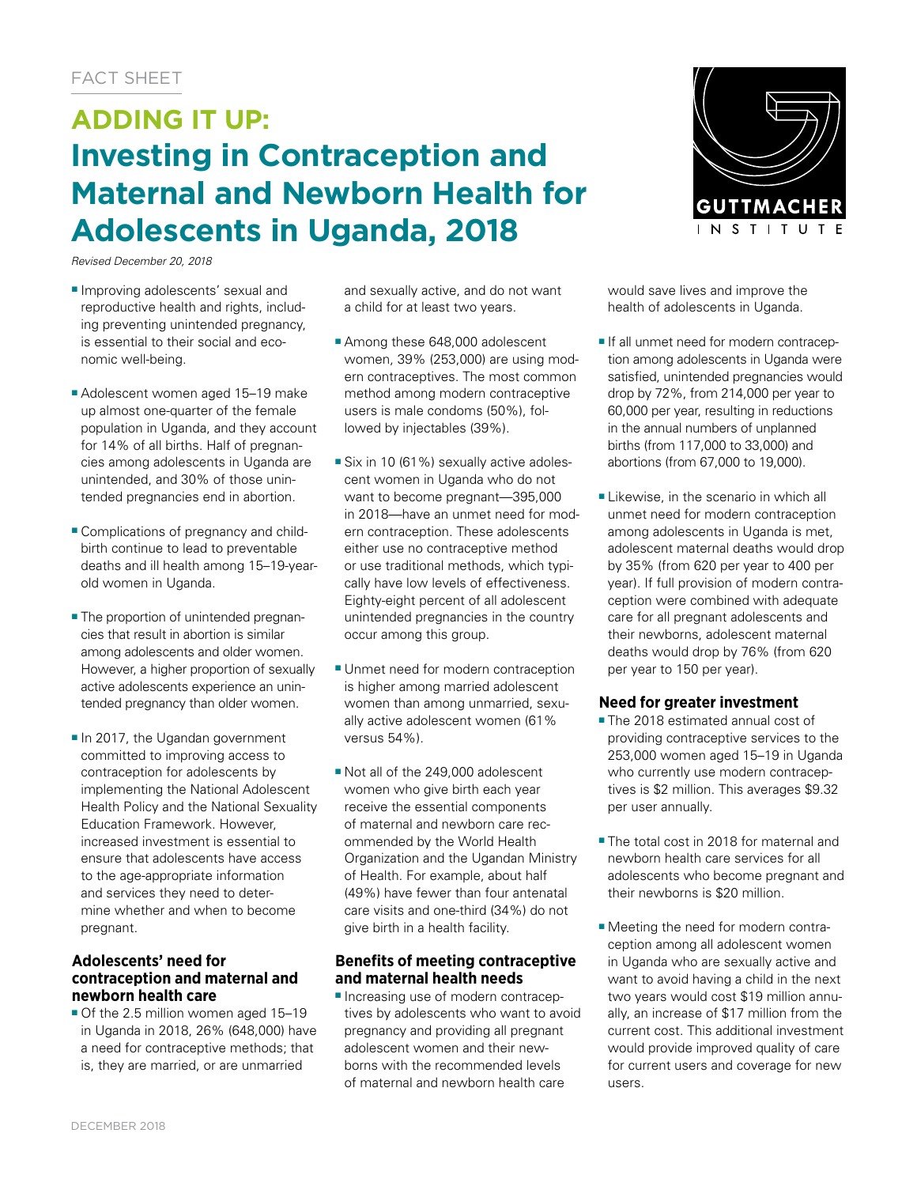FACT SHEET

# ADDING IT UP: Investing in Contraception and Maternal and Newborn Health for Adolescents in Uganda, 2018

*Revised December 20, 2018*

- Improving adolescents' sexual and reproductive health and rights, including preventing unintended pregnancy, is essential to their social and economic well-being.
- Adolescent women aged 15–19 make up almost one-quarter of the female population in Uganda, and they account for 14% of all births. Half of pregnancies among adolescents in Uganda are unintended, and 30% of those unintended pregnancies end in abortion.
- Complications of pregnancy and childbirth continue to lead to preventable deaths and ill health among 15–19-year-old women in Uganda.
- The proportion of unintended pregnancies that result in abortion is similar among adolescents and older women. However, a higher proportion of sexually active adolescents experience an unintended pregnancy than older women.
- In 2017, the Ugandan government committed to improving access to contraception for adolescents by implementing the National Adolescent Health Policy and the National Sexuality Education Framework. However, increased investment is essential to ensure that adolescents have access to the age-appropriate information and services they need to determine whether and when to become pregnant.

## Adolescents' need for contraception and maternal and newborn health care

- Of the 2.5 million women aged 15–19 in Uganda in 2018, 26% (648,000) have a need for contraceptive methods; that is, they are married, or are unmarried and sexually active, and do not want a child for at least two years.
- Among these 648,000 adolescent women, 39% (253,000) are using modern contraceptives. The most common method among modern contraceptive users is male condoms (50%), followed by injectables (39%).
- Six in 10 (61%) sexually active adolescent women in Uganda who do not want to become pregnant—395,000 in 2018—have an unmet need for modern contraception. These adolescents either use no contraceptive method or use traditional methods, which typically have low levels of effectiveness. Eighty-eight percent of all adolescent unintended pregnancies in the country occur among this group.
- Unmet need for modern contraception is higher among married adolescent women than among unmarried, sexually active adolescent women (61% versus 54%).
- Not all of the 249,000 adolescent women who give birth each year receive the essential components of maternal and newborn care recommended by the World Health Organization and the Ugandan Ministry of Health. For example, about half (49%) have fewer than four antenatal care visits and one-third (34%) do not give birth in a health facility.

## Benefits of meeting contraceptive and maternal health needs

- Increasing use of modern contraceptives by adolescents who want to avoid pregnancy and providing all pregnant adolescent women and their newborns with the recommended levels of maternal and newborn health care would save lives and improve the health of adolescents in Uganda.
- If all unmet need for modern contraception among adolescents in Uganda were satisfied, unintended pregnancies would drop by 72%, from 214,000 per year to 60,000 per year, resulting in reductions in the annual numbers of unplanned births (from 117,000 to 33,000) and abortions (from 67,000 to 19,000).
- Likewise, in the scenario in which all unmet need for modern contraception among adolescents in Uganda is met, adolescent maternal deaths would drop by 35% (from 620 per year to 400 per year). If full provision of modern contraception were combined with adequate care for all pregnant adolescents and their newborns, adolescent maternal deaths would drop by 76% (from 620 per year to 150 per year).

## Need for greater investment

- The 2018 estimated annual cost of providing contraceptive services to the 253,000 women aged 15–19 in Uganda who currently use modern contraceptives is $2 million. This averages $9.32 per user annually.
- The total cost in 2018 for maternal and newborn health care services for all adolescents who become pregnant and their newborns is $20 million.
- Meeting the need for modern contraception among all adolescent women in Uganda who are sexually active and want to avoid having a child in the next two years would cost $19 million annually, an increase of $17 million from the current cost. This additional investment would provide improved quality of care for current users and coverage for new users.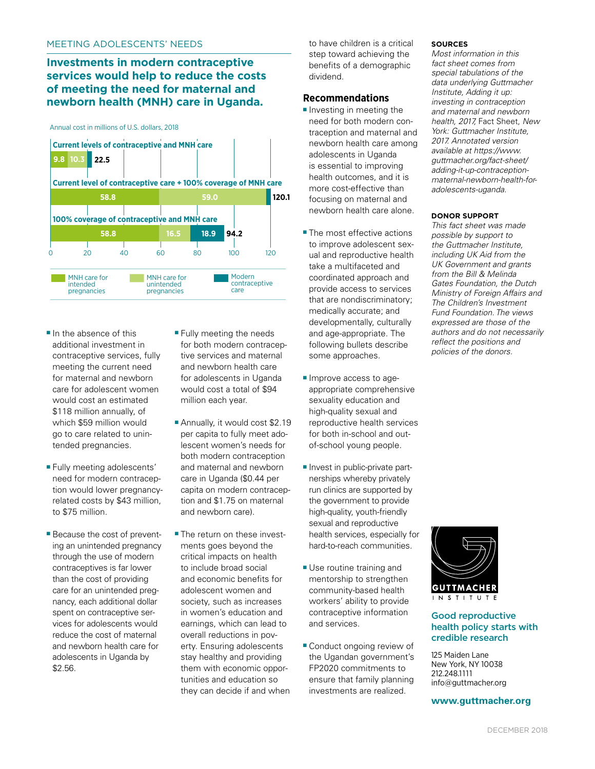MEETING ADOLESCENTS' NEEDS

## Investments in modern contraceptive services would help to reduce the costs of meeting the need for maternal and newborn health (MNH) care in Uganda.

Annual cost in millions of U.S. dollars, 2018

Current levels of contraceptive and MNH care

9.8 10.3 22.5

Current level of contraceptive care + 100% coverage of MNH care

58.8 59.0 120.1

100% coverage of contraceptive and MNH care

58.8 16.5 18.9 94.2

0 20 40 60 80 100 120

MNH care for intended pregnancies

MNH care for unintended pregnancies

Modern contraceptive care

- In the absence of this additional investment in contraceptive services, fully meeting the current need for maternal and newborn care for adolescent women would cost an estimated $118 million annually, of which $59 million would go to care related to unintended pregnancies.
- Fully meeting adolescents' need for modern contraception would lower pregnancy-related costs by $43 million, to $75 million.
- Because the cost of preventing an unintended pregnancy through the use of modern contraceptives is far lower than the cost of providing care for an unintended pregnancy, each additional dollar spent on contraceptive services for adolescents would reduce the cost of maternal and newborn health care for adolescents in Uganda by $2.56.
- Fully meeting the needs for both modern contraceptive services and maternal and newborn health care for adolescents in Uganda would cost a total of $94 million each year.
- Annually, it would cost $2.19 per capita to fully meet adolescent women's needs for both modern contraception and maternal and newborn care in Uganda ($0.44 per capita on modern contraception and $1.75 on maternal and newborn care).
- The return on these investments goes beyond the critical impacts on health to include broad social and economic benefits for adolescent women and society, such as increases in women's education and earnings, which can lead to overall reductions in poverty. Ensuring adolescents stay healthy and providing them with economic opportunities and education so they can decide if and when to have children is a critical step toward achieving the benefits of a demographic dividend.

### Recommendations

- Investing in meeting the need for both modern contraception and maternal and newborn health care among adolescents in Uganda is essential to improving health outcomes, and it is more cost-effective than focusing on maternal and newborn health care alone.
- The most effective actions to improve adolescent sexual and reproductive health take a multifaceted and coordinated approach and provide access to services that are nondiscriminatory; medically accurate; and developmentally, culturally and age-appropriate. The following bullets describe some approaches.
- Improve access to age-appropriate comprehensive sexuality education and high-quality sexual and reproductive health services for both in-school and out-of-school young people.
- Invest in public-private partnerships whereby privately run clinics are supported by the government to provide high-quality, youth-friendly sexual and reproductive health services, especially for hard-to-reach communities.
- Use routine training and mentorship to strengthen community-based health workers' ability to provide contraceptive information and services.
- Conduct ongoing review of the Ugandan government's FP2020 commitments to ensure that family planning investments are realized.

**SOURCES**

*Most information in this fact sheet comes from special tabulations of the data underlying Guttmacher Institute, Adding it up: investing in contraception and maternal and newborn health, 2017,* Fact Sheet, *New York: Guttmacher Institute, 2017. Annotated version available at https://www.guttmacher.org/fact-sheet/adding-it-up-contraception-maternal-newborn-health-for-adolescents-uganda.*

**DONOR SUPPORT**

*This fact sheet was made possible by support to the Guttmacher Institute, including UK Aid from the UK Government and grants from the Bill & Melinda Gates Foundation, the Dutch Ministry of Foreign Affairs and The Children's Investment Fund Foundation. The views expressed are those of the authors and do not necessarily reflect the positions and policies of the donors.*

GUTTMACHER INSTITUTE

**Good reproductive health policy starts with credible research**

125 Maiden Lane
New York, NY 10038
212.248.1111
info@guttmacher.org

**www.guttmacher.org**

DECEMBER 2018